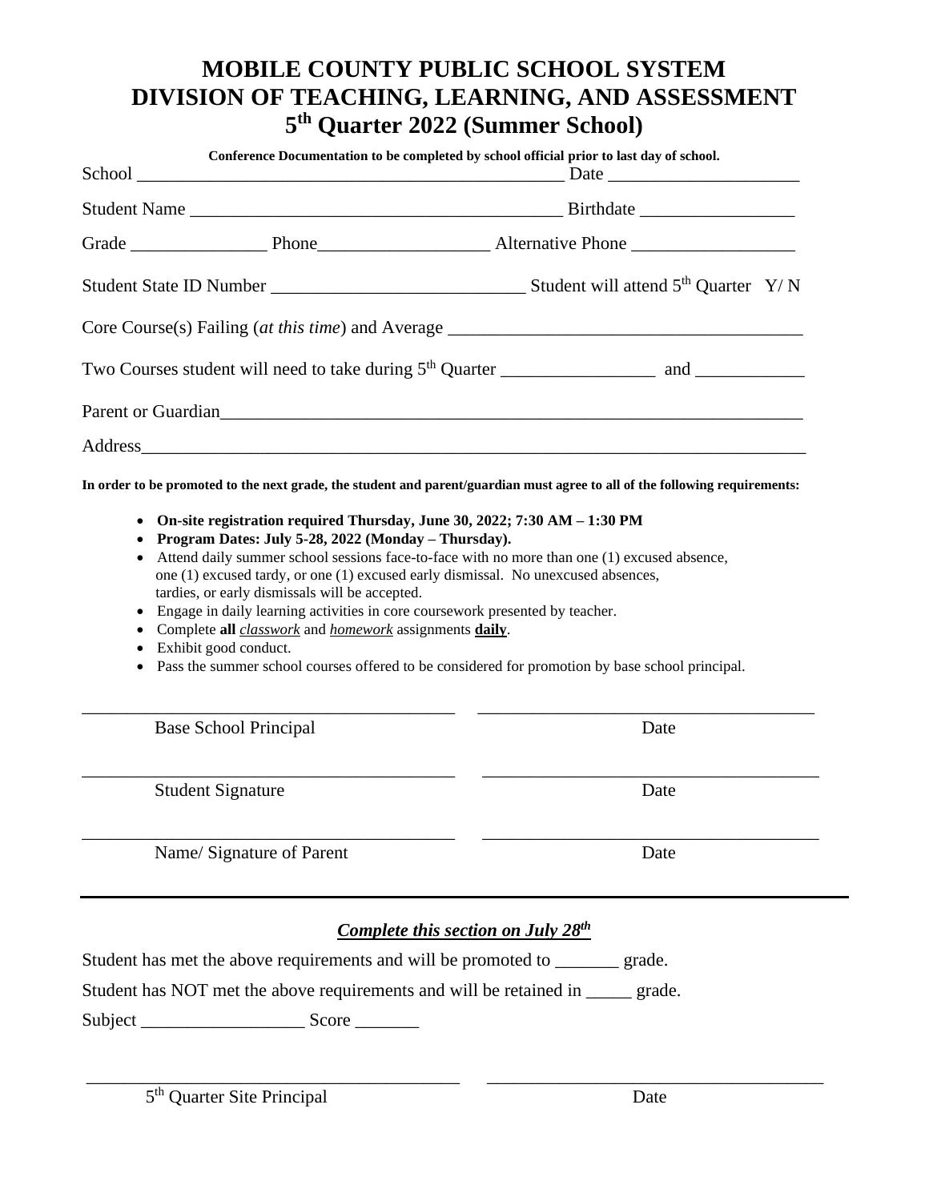# MOBILE COUNTY PUBLIC SCHOOL SYSTEM
# DIVISION OF TEACHING, LEARNING, AND ASSESSMENT
# 5th Quarter 2022 (Summer School)

**Conference Documentation to be completed by school official prior to last day of school.**

School _______________________________________________ Date ____________________

Student Name _________________________________________ Birthdate ________________

Grade _______________ Phone__________________ Alternative Phone _________________

Student State ID Number ___________________________ Student will attend 5th Quarter Y/ N

Core Course(s) Failing (*at this time*) and Average ____________________________________

Two Courses student will need to take during 5th Quarter ________________ and ___________

Parent or Guardian_______________________________________________________________

Address_________________________________________________________________________

**In order to be promoted to the next grade, the student and parent/guardian must agree to all of the following requirements:**

- **On-site registration required Thursday, June 30, 2022; 7:30 AM – 1:30 PM**
- **Program Dates: July 5-28, 2022 (Monday – Thursday).**
- Attend daily summer school sessions face-to-face with no more than one (1) excused absence, one (1) excused tardy, or one (1) excused early dismissal. No unexcused absences, tardies, or early dismissals will be accepted.
- Engage in daily learning activities in core coursework presented by teacher.
- Complete **all** *classwork* and *homework* assignments **daily**.
- Exhibit good conduct.
- Pass the summer school courses offered to be considered for promotion by base school principal.

________________________________________ ____________________________________

Base School Principal Date

________________________________________ ____________________________________

Student Signature Date

________________________________________ ____________________________________

Name/ Signature of Parent Date

---

***Complete this section on July 28th***

Student has met the above requirements and will be promoted to _______ grade.

Student has NOT met the above requirements and will be retained in _____ grade.

Subject __________________ Score _______

________________________________________ ____________________________________

5th Quarter Site Principal Date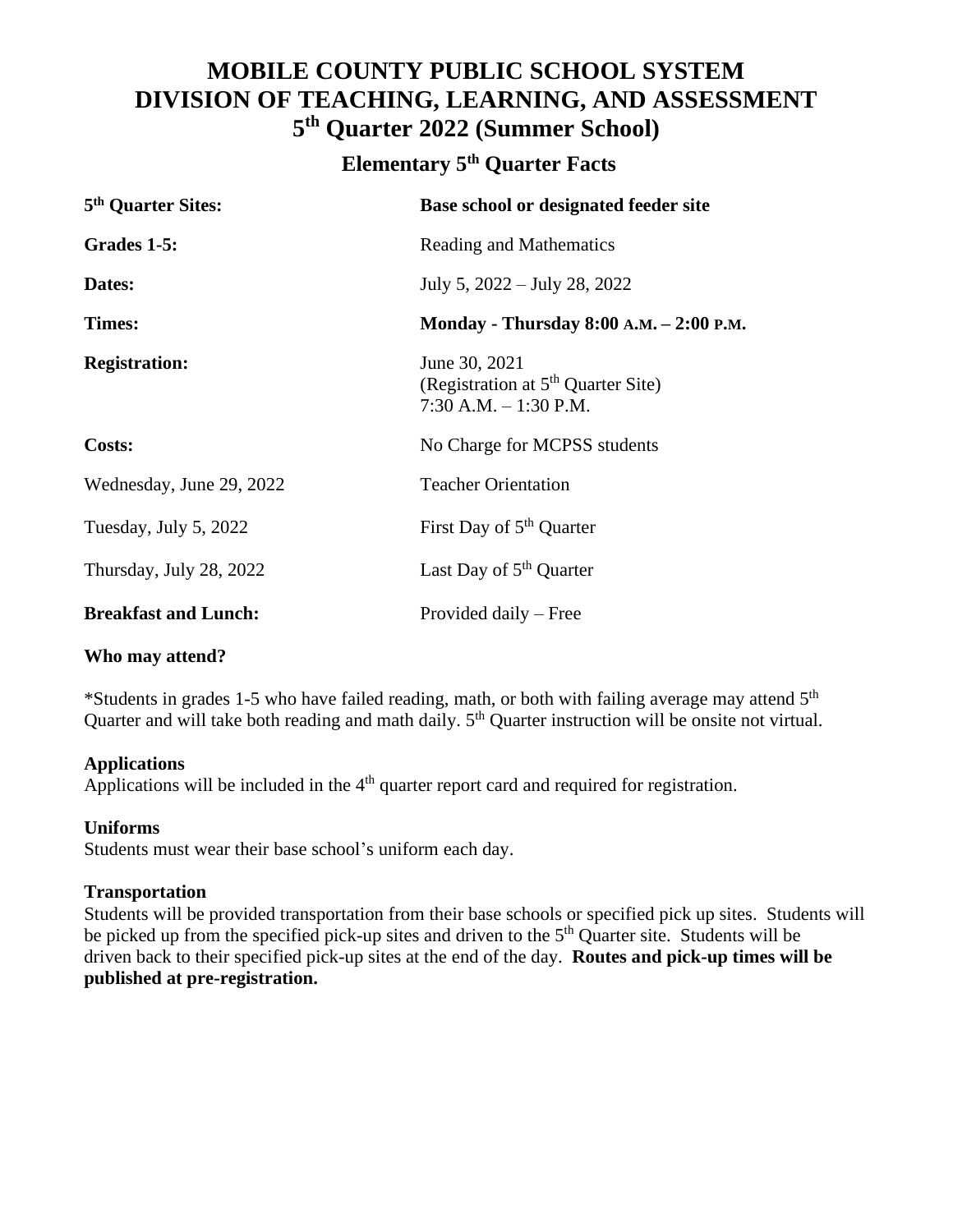# MOBILE COUNTY PUBLIC SCHOOL SYSTEM
# DIVISION OF TEACHING, LEARNING, AND ASSESSMENT
# 5th Quarter 2022 (Summer School)

## Elementary 5th Quarter Facts

| | |
|---|---|
| **5th Quarter Sites:** | **Base school or designated feeder site** |
| **Grades 1-5:** | Reading and Mathematics |
| **Dates:** | July 5, 2022 – July 28, 2022 |
| **Times:** | **Monday - Thursday 8:00 A.M. – 2:00 P.M.** |
| **Registration:** | June 30, 2021<br>(Registration at 5th Quarter Site)<br>7:30 A.M. – 1:30 P.M. |
| **Costs:** | No Charge for MCPSS students |
| Wednesday, June 29, 2022 | Teacher Orientation |
| Tuesday, July 5, 2022 | First Day of 5th Quarter |
| Thursday, July 28, 2022 | Last Day of 5th Quarter |
| **Breakfast and Lunch:** | Provided daily – Free |

**Who may attend?**

*Students in grades 1-5 who have failed reading, math, or both with failing average may attend 5th Quarter and will take both reading and math daily. 5th Quarter instruction will be onsite not virtual.

**Applications**

Applications will be included in the 4th quarter report card and required for registration.

**Uniforms**

Students must wear their base school's uniform each day.

**Transportation**

Students will be provided transportation from their base schools or specified pick up sites. Students will be picked up from the specified pick-up sites and driven to the 5th Quarter site. Students will be driven back to their specified pick-up sites at the end of the day. **Routes and pick-up times will be published at pre-registration.**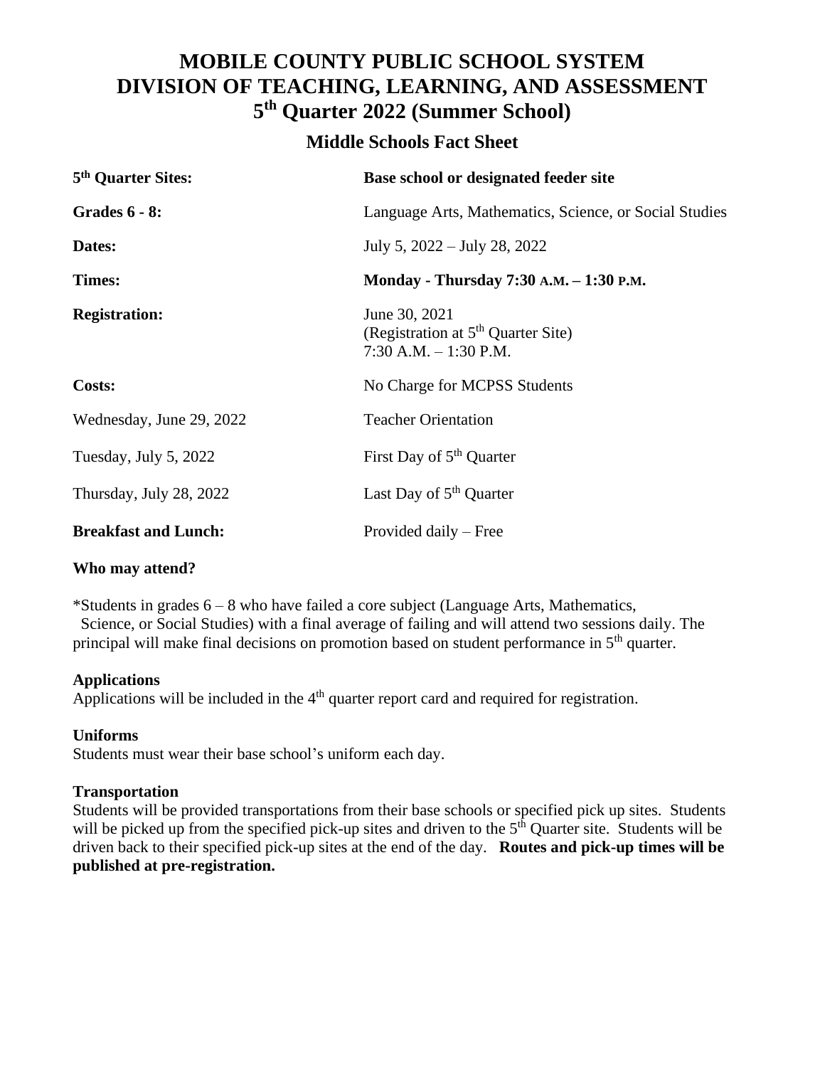# MOBILE COUNTY PUBLIC SCHOOL SYSTEM
# DIVISION OF TEACHING, LEARNING, AND ASSESSMENT
# 5th Quarter 2022 (Summer School)

## Middle Schools Fact Sheet

| | |
|---|---|
| **5th Quarter Sites:** | **Base school or designated feeder site** |
| **Grades 6 - 8:** | Language Arts, Mathematics, Science, or Social Studies |
| **Dates:** | July 5, 2022 – July 28, 2022 |
| **Times:** | **Monday - Thursday 7:30 A.M. – 1:30 P.M.** |
| **Registration:** | June 30, 2021<br>(Registration at 5th Quarter Site)<br>7:30 A.M. – 1:30 P.M. |
| **Costs:** | No Charge for MCPSS Students |
| Wednesday, June 29, 2022 | Teacher Orientation |
| Tuesday, July 5, 2022 | First Day of 5th Quarter |
| Thursday, July 28, 2022 | Last Day of 5th Quarter |
| **Breakfast and Lunch:** | Provided daily – Free |

**Who may attend?**

*Students in grades 6 – 8 who have failed a core subject (Language Arts, Mathematics, Science, or Social Studies) with a final average of failing and will attend two sessions daily. The principal will make final decisions on promotion based on student performance in 5th quarter.

**Applications**

Applications will be included in the 4th quarter report card and required for registration.

**Uniforms**

Students must wear their base school's uniform each day.

**Transportation**

Students will be provided transportations from their base schools or specified pick up sites. Students will be picked up from the specified pick-up sites and driven to the 5th Quarter site. Students will be driven back to their specified pick-up sites at the end of the day. **Routes and pick-up times will be published at pre-registration.**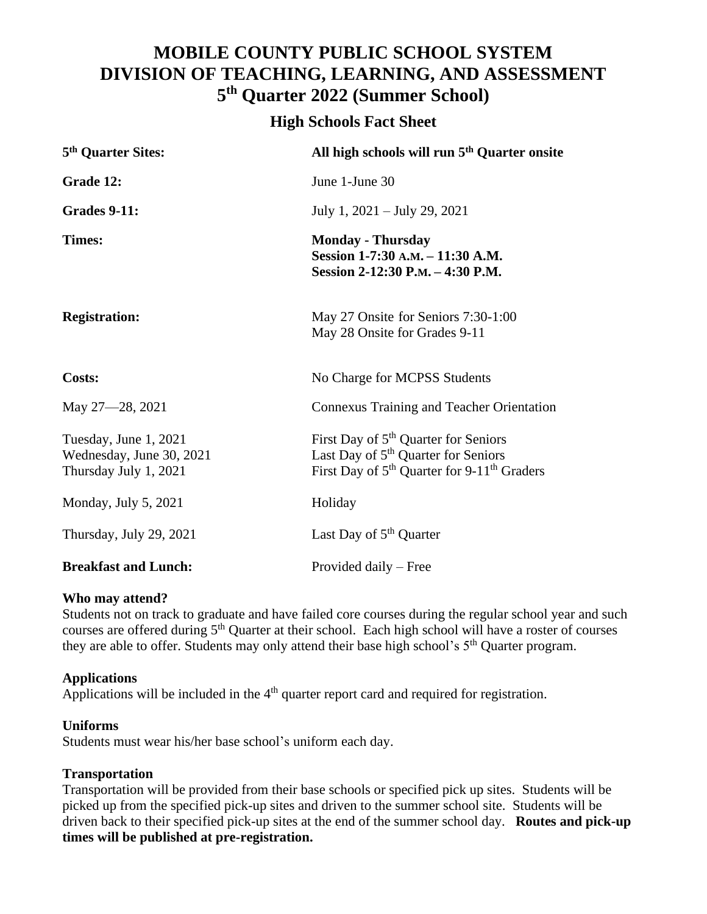# MOBILE COUNTY PUBLIC SCHOOL SYSTEM
# DIVISION OF TEACHING, LEARNING, AND ASSESSMENT
# 5th Quarter 2022 (Summer School)

## High Schools Fact Sheet

| | |
|---|---|
| **5th Quarter Sites:** | **All high schools will run 5th Quarter onsite** |
| **Grade 12:** | June 1-June 30 |
| **Grades 9-11:** | July 1, 2021 – July 29, 2021 |
| **Times:** | **Monday - Thursday**<br>**Session 1-7:30 A.M. – 11:30 A.M.**<br>**Session 2-12:30 P.M. – 4:30 P.M.** |
| **Registration:** | May 27 Onsite for Seniors 7:30-1:00<br>May 28 Onsite for Grades 9-11 |
| **Costs:** | No Charge for MCPSS Students |
| May 27—28, 2021 | Connexus Training and Teacher Orientation |
| Tuesday, June 1, 2021<br>Wednesday, June 30, 2021<br>Thursday July 1, 2021 | First Day of 5th Quarter for Seniors<br>Last Day of 5th Quarter for Seniors<br>First Day of 5th Quarter for 9-11th Graders |
| Monday, July 5, 2021 | Holiday |
| Thursday, July 29, 2021 | Last Day of 5th Quarter |
| **Breakfast and Lunch:** | Provided daily – Free |

**Who may attend?**

Students not on track to graduate and have failed core courses during the regular school year and such courses are offered during 5th Quarter at their school. Each high school will have a roster of courses they are able to offer. Students may only attend their base high school's 5th Quarter program.

**Applications**

Applications will be included in the 4th quarter report card and required for registration.

**Uniforms**

Students must wear his/her base school's uniform each day.

**Transportation**

Transportation will be provided from their base schools or specified pick up sites. Students will be picked up from the specified pick-up sites and driven to the summer school site. Students will be driven back to their specified pick-up sites at the end of the summer school day. **Routes and pick-up times will be published at pre-registration.**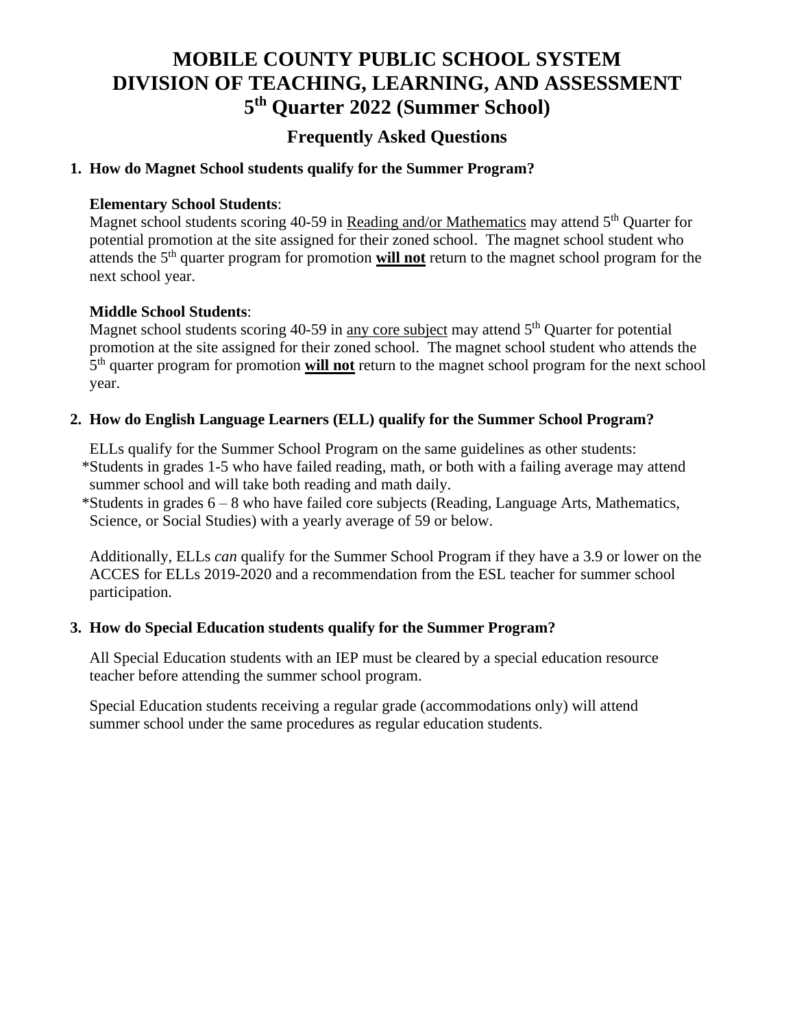# MOBILE COUNTY PUBLIC SCHOOL SYSTEM
# DIVISION OF TEACHING, LEARNING, AND ASSESSMENT
# 5th Quarter 2022 (Summer School)

## Frequently Asked Questions

### 1. How do Magnet School students qualify for the Summer Program?

**Elementary School Students**:
Magnet school students scoring 40-59 in Reading and/or Mathematics may attend 5th Quarter for potential promotion at the site assigned for their zoned school. The magnet school student who attends the 5th quarter program for promotion **will not** return to the magnet school program for the next school year.

**Middle School Students**:
Magnet school students scoring 40-59 in any core subject may attend 5th Quarter for potential promotion at the site assigned for their zoned school. The magnet school student who attends the 5th quarter program for promotion **will not** return to the magnet school program for the next school year.

### 2. How do English Language Learners (ELL) qualify for the Summer School Program?

ELLs qualify for the Summer School Program on the same guidelines as other students:

*Students in grades 1-5 who have failed reading, math, or both with a failing average may attend summer school and will take both reading and math daily.

*Students in grades 6 – 8 who have failed core subjects (Reading, Language Arts, Mathematics, Science, or Social Studies) with a yearly average of 59 or below.

Additionally, ELLs *can* qualify for the Summer School Program if they have a 3.9 or lower on the ACCES for ELLs 2019-2020 and a recommendation from the ESL teacher for summer school participation.

### 3. How do Special Education students qualify for the Summer Program?

All Special Education students with an IEP must be cleared by a special education resource teacher before attending the summer school program.

Special Education students receiving a regular grade (accommodations only) will attend summer school under the same procedures as regular education students.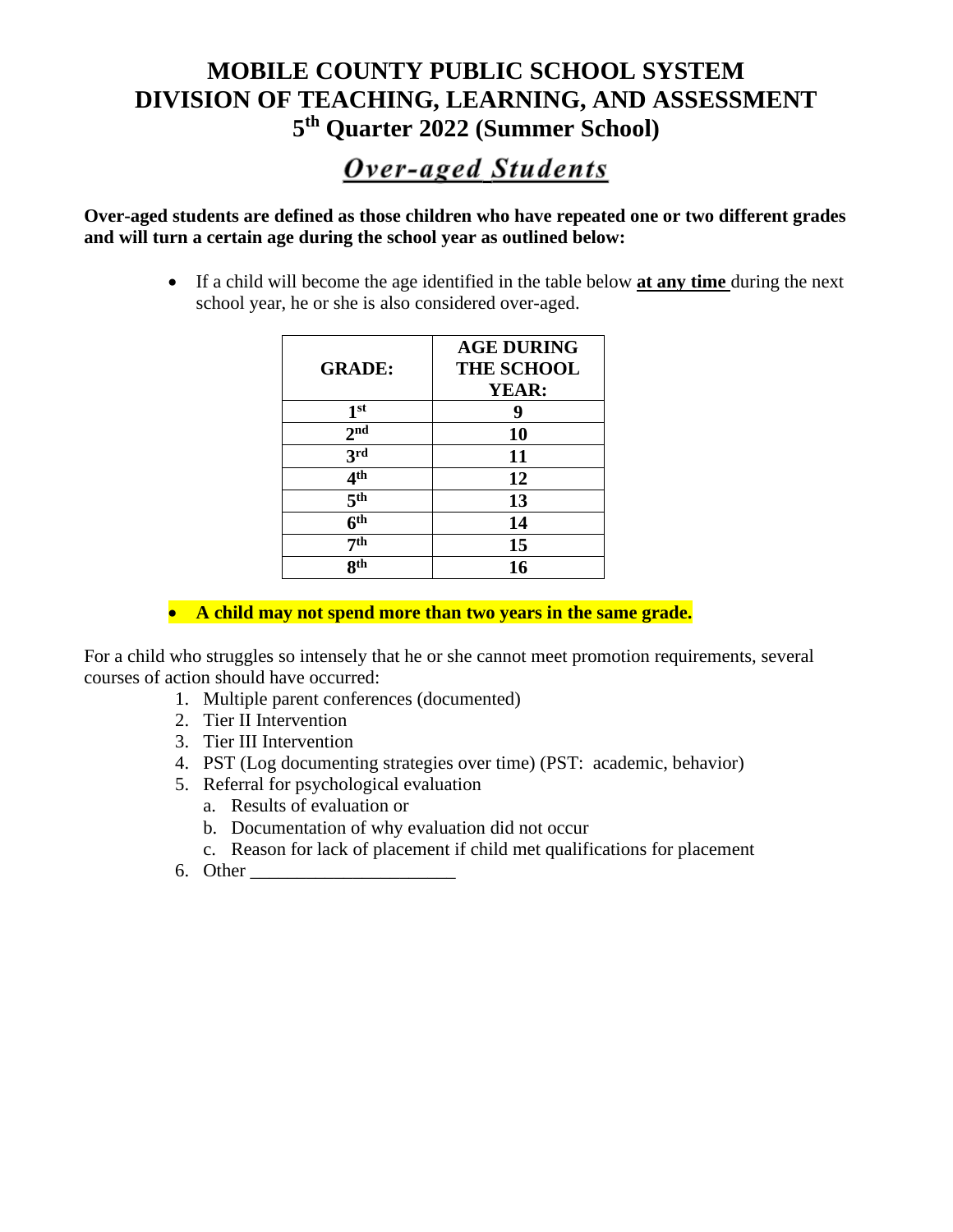# MOBILE COUNTY PUBLIC SCHOOL SYSTEM
# DIVISION OF TEACHING, LEARNING, AND ASSESSMENT
# 5th Quarter 2022 (Summer School)

## *Over-aged Students*

**Over-aged students are defined as those children who have repeated one or two different grades and will turn a certain age during the school year as outlined below:**

- If a child will become the age identified in the table below **at any time** during the next school year, he or she is also considered over-aged.

| GRADE: | AGE DURING THE SCHOOL YEAR: |
|---|---|
| 1st | 9 |
| 2nd | 10 |
| 3rd | 11 |
| 4th | 12 |
| 5th | 13 |
| 6th | 14 |
| 7th | 15 |
| 8th | 16 |

- **A child may not spend more than two years in the same grade.**

For a child who struggles so intensely that he or she cannot meet promotion requirements, several courses of action should have occurred:

1. Multiple parent conferences (documented)
2. Tier II Intervention
3. Tier III Intervention
4. PST (Log documenting strategies over time) (PST: academic, behavior)
5. Referral for psychological evaluation
   a. Results of evaluation or
   b. Documentation of why evaluation did not occur
   c. Reason for lack of placement if child met qualifications for placement
6. Other ______________________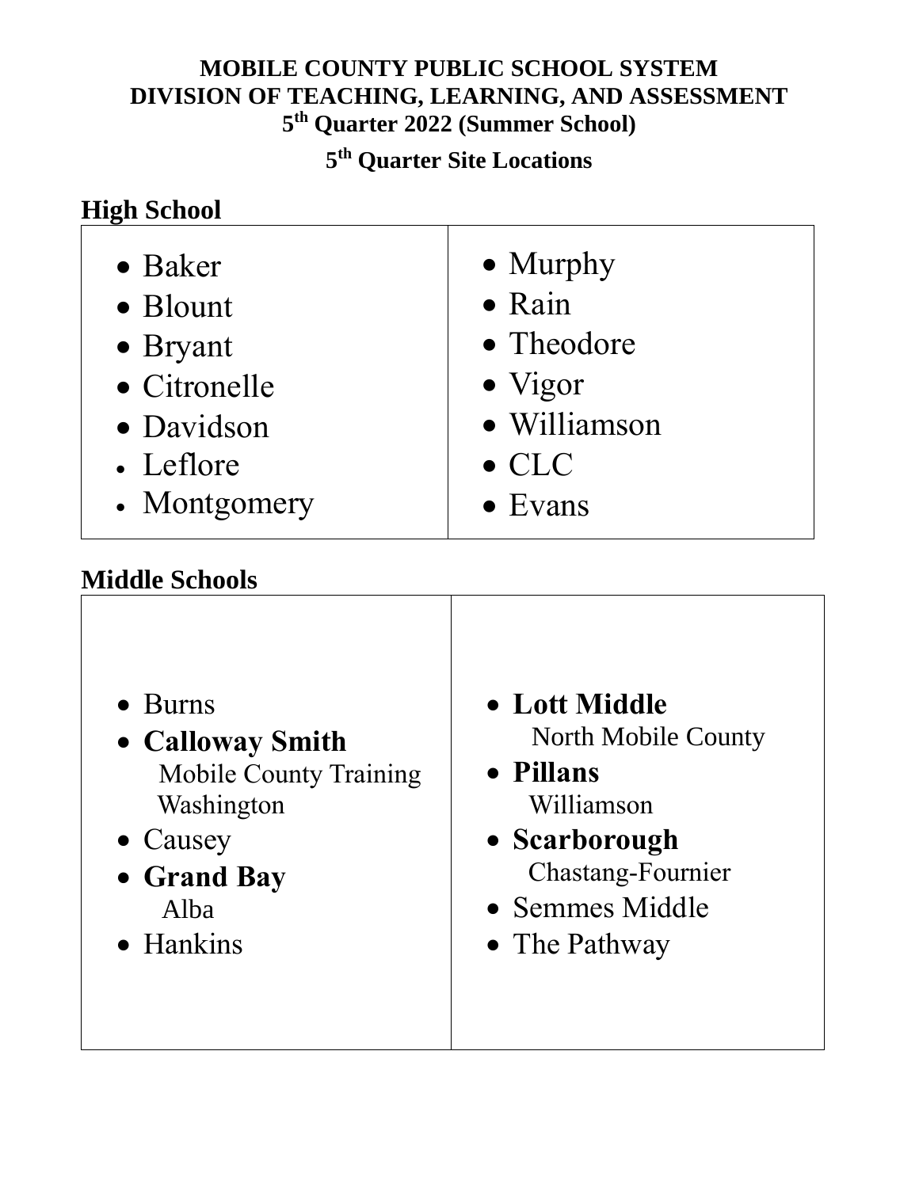**MOBILE COUNTY PUBLIC SCHOOL SYSTEM**
**DIVISION OF TEACHING, LEARNING, AND ASSESSMENT**
**5th Quarter 2022 (Summer School)**

**5th Quarter Site Locations**

## High School

| | |
|---|---|
| • Baker<br>• Blount<br>• Bryant<br>• Citronelle<br>• Davidson<br>• Leflore<br>• Montgomery | • Murphy<br>• Rain<br>• Theodore<br>• Vigor<br>• Williamson<br>• CLC<br>• Evans |

## Middle Schools

| | |
|---|---|
| • Burns<br>• **Calloway Smith**<br>Mobile County Training<br>Washington<br>• Causey<br>• **Grand Bay**<br>Alba<br>• Hankins | • **Lott Middle**<br>North Mobile County<br>• **Pillans**<br>Williamson<br>• **Scarborough**<br>Chastang-Fournier<br>• Semmes Middle<br>• The Pathway |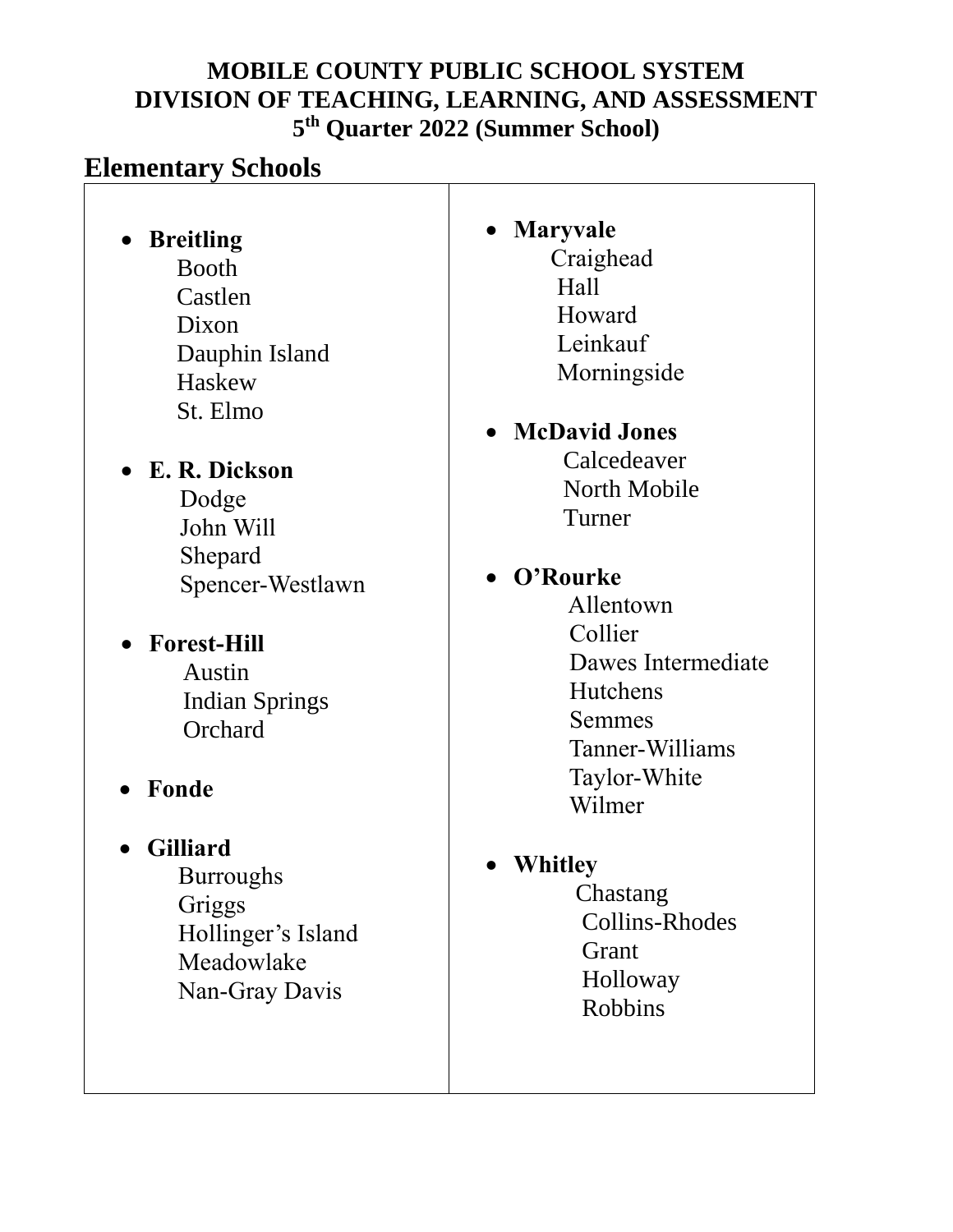**MOBILE COUNTY PUBLIC SCHOOL SYSTEM**
**DIVISION OF TEACHING, LEARNING, AND ASSESSMENT**
**5th Quarter 2022 (Summer School)**

## Elementary Schools

- **Breitling**
  Booth
  Castlen
  Dixon
  Dauphin Island
  Haskew
  St. Elmo

- **E. R. Dickson**
  Dodge
  John Will
  Shepard
  Spencer-Westlawn

- **Forest-Hill**
  Austin
  Indian Springs
  Orchard

- **Fonde**

- **Gilliard**
  Burroughs
  Griggs
  Hollinger's Island
  Meadowlake
  Nan-Gray Davis

- **Maryvale**
  Craighead
  Hall
  Howard
  Leinkauf
  Morningside

- **McDavid Jones**
  Calcedeaver
  North Mobile
  Turner

- **O'Rourke**
  Allentown
  Collier
  Dawes Intermediate
  Hutchens
  Semmes
  Tanner-Williams
  Taylor-White
  Wilmer

- **Whitley**
  Chastang
  Collins-Rhodes
  Grant
  Holloway
  Robbins